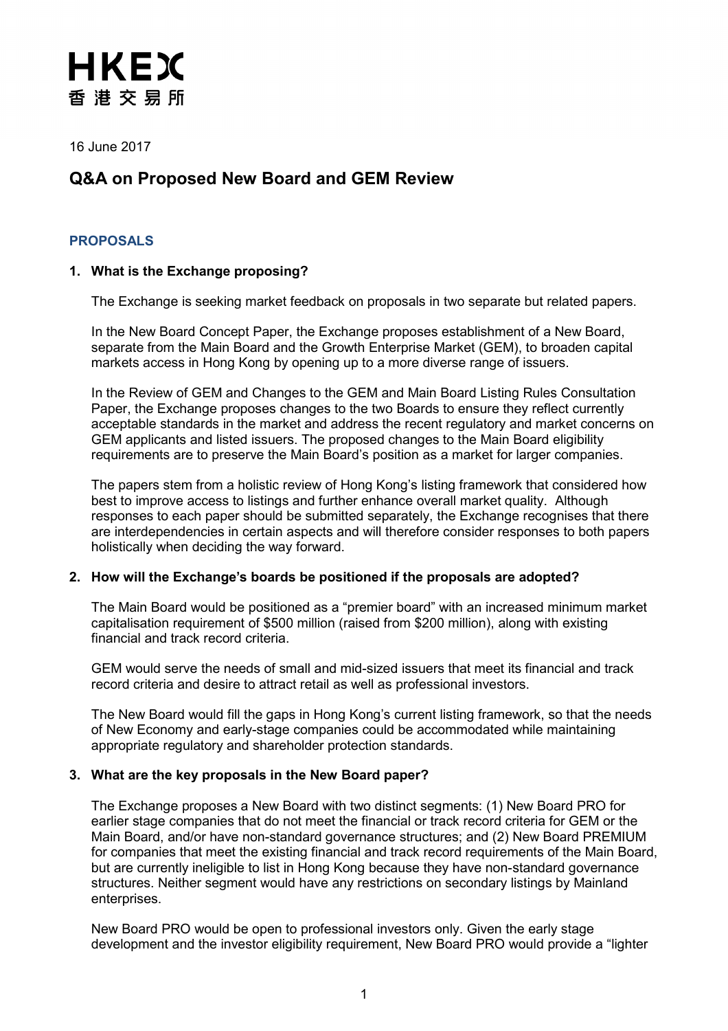HKEX
香港交易所

16 June 2017

# Q&A on Proposed New Board and GEM Review

## PROPOSALS

### 1. What is the Exchange proposing?

The Exchange is seeking market feedback on proposals in two separate but related papers.

In the New Board Concept Paper, the Exchange proposes establishment of a New Board, separate from the Main Board and the Growth Enterprise Market (GEM), to broaden capital markets access in Hong Kong by opening up to a more diverse range of issuers.

In the Review of GEM and Changes to the GEM and Main Board Listing Rules Consultation Paper, the Exchange proposes changes to the two Boards to ensure they reflect currently acceptable standards in the market and address the recent regulatory and market concerns on GEM applicants and listed issuers. The proposed changes to the Main Board eligibility requirements are to preserve the Main Board's position as a market for larger companies.

The papers stem from a holistic review of Hong Kong's listing framework that considered how best to improve access to listings and further enhance overall market quality. Although responses to each paper should be submitted separately, the Exchange recognises that there are interdependencies in certain aspects and will therefore consider responses to both papers holistically when deciding the way forward.

### 2. How will the Exchange's boards be positioned if the proposals are adopted?

The Main Board would be positioned as a "premier board" with an increased minimum market capitalisation requirement of $500 million (raised from $200 million), along with existing financial and track record criteria.

GEM would serve the needs of small and mid-sized issuers that meet its financial and track record criteria and desire to attract retail as well as professional investors.

The New Board would fill the gaps in Hong Kong's current listing framework, so that the needs of New Economy and early-stage companies could be accommodated while maintaining appropriate regulatory and shareholder protection standards.

### 3. What are the key proposals in the New Board paper?

The Exchange proposes a New Board with two distinct segments: (1) New Board PRO for earlier stage companies that do not meet the financial or track record criteria for GEM or the Main Board, and/or have non-standard governance structures; and (2) New Board PREMIUM for companies that meet the existing financial and track record requirements of the Main Board, but are currently ineligible to list in Hong Kong because they have non-standard governance structures. Neither segment would have any restrictions on secondary listings by Mainland enterprises.

New Board PRO would be open to professional investors only. Given the early stage development and the investor eligibility requirement, New Board PRO would provide a "lighter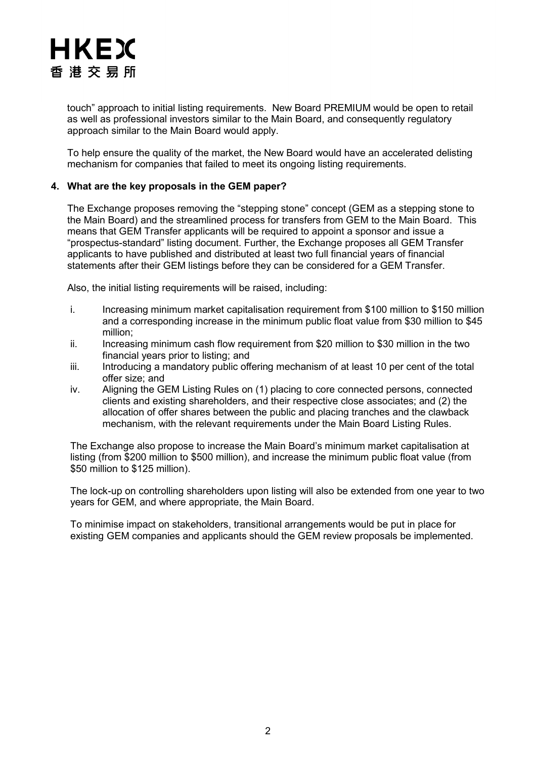touch" approach to initial listing requirements. New Board PREMIUM would be open to retail as well as professional investors similar to the Main Board, and consequently regulatory approach similar to the Main Board would apply.

To help ensure the quality of the market, the New Board would have an accelerated delisting mechanism for companies that failed to meet its ongoing listing requirements.

**4. What are the key proposals in the GEM paper?**

The Exchange proposes removing the "stepping stone" concept (GEM as a stepping stone to the Main Board) and the streamlined process for transfers from GEM to the Main Board. This means that GEM Transfer applicants will be required to appoint a sponsor and issue a "prospectus-standard" listing document. Further, the Exchange proposes all GEM Transfer applicants to have published and distributed at least two full financial years of financial statements after their GEM listings before they can be considered for a GEM Transfer.

Also, the initial listing requirements will be raised, including:

i. Increasing minimum market capitalisation requirement from $100 million to $150 million and a corresponding increase in the minimum public float value from $30 million to $45 million;

ii. Increasing minimum cash flow requirement from $20 million to $30 million in the two financial years prior to listing; and

iii. Introducing a mandatory public offering mechanism of at least 10 per cent of the total offer size; and

iv. Aligning the GEM Listing Rules on (1) placing to core connected persons, connected clients and existing shareholders, and their respective close associates; and (2) the allocation of offer shares between the public and placing tranches and the clawback mechanism, with the relevant requirements under the Main Board Listing Rules.

The Exchange also propose to increase the Main Board's minimum market capitalisation at listing (from $200 million to $500 million), and increase the minimum public float value (from $50 million to $125 million).

The lock-up on controlling shareholders upon listing will also be extended from one year to two years for GEM, and where appropriate, the Main Board.

To minimise impact on stakeholders, transitional arrangements would be put in place for existing GEM companies and applicants should the GEM review proposals be implemented.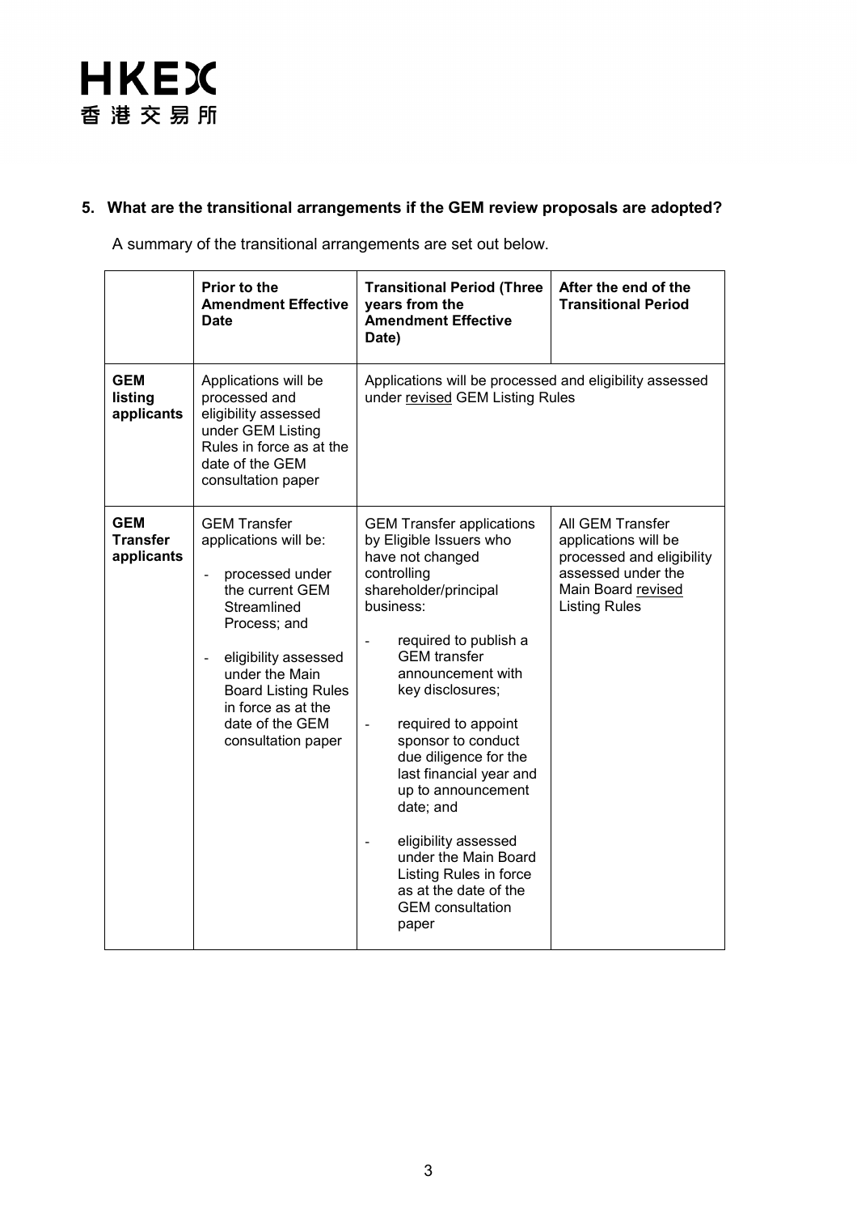## 5. What are the transitional arrangements if the GEM review proposals are adopted?

A summary of the transitional arrangements are set out below.

| | Prior to the Amendment Effective Date | Transitional Period (Three years from the Amendment Effective Date) | After the end of the Transitional Period |
|---|---|---|---|
| **GEM listing applicants** | Applications will be processed and eligibility assessed under GEM Listing Rules in force as at the date of the GEM consultation paper | Applications will be processed and eligibility assessed under revised GEM Listing Rules | |
| **GEM Transfer applicants** | GEM Transfer applications will be:<br>- processed under the current GEM Streamlined Process; and<br>- eligibility assessed under the Main Board Listing Rules in force as at the date of the GEM consultation paper | GEM Transfer applications by Eligible Issuers who have not changed controlling shareholder/principal business:<br>- required to publish a GEM transfer announcement with key disclosures;<br>- required to appoint sponsor to conduct due diligence for the last financial year and up to announcement date; and<br>- eligibility assessed under the Main Board Listing Rules in force as at the date of the GEM consultation paper | All GEM Transfer applications will be processed and eligibility assessed under the Main Board revised Listing Rules |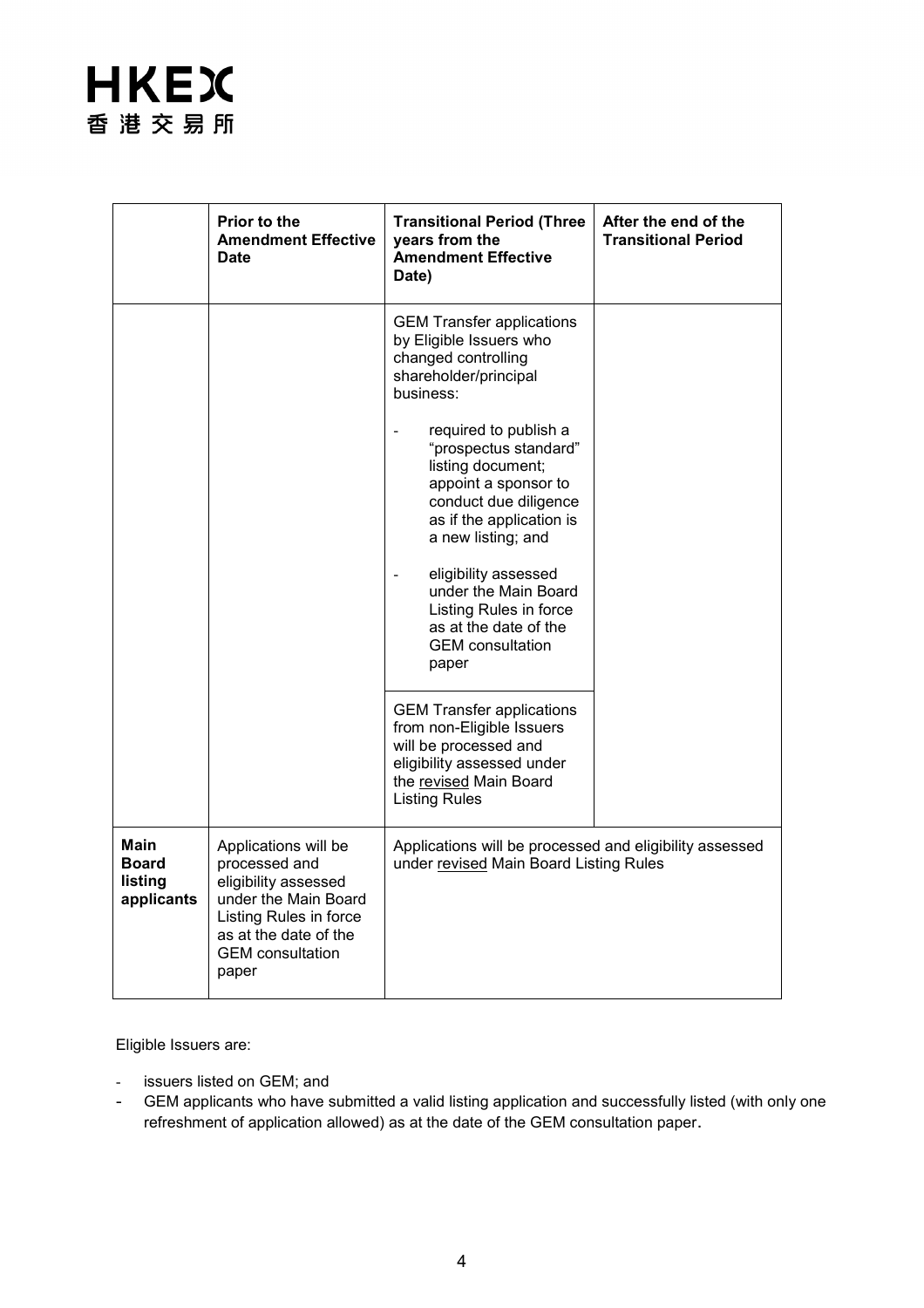| | Prior to the Amendment Effective Date | Transitional Period (Three years from the Amendment Effective Date) | After the end of the Transitional Period |
|---|---|---|---|
| | | GEM Transfer applications by Eligible Issuers who changed controlling shareholder/principal business:<br><br>- required to publish a "prospectus standard" listing document; appoint a sponsor to conduct due diligence as if the application is a new listing; and<br>- eligibility assessed under the Main Board Listing Rules in force as at the date of the GEM consultation paper | |
| | | GEM Transfer applications from non-Eligible Issuers will be processed and eligibility assessed under the <u>revised</u> Main Board Listing Rules | |
| **Main Board listing applicants** | Applications will be processed and eligibility assessed under the Main Board Listing Rules in force as at the date of the GEM consultation paper | Applications will be processed and eligibility assessed under <u>revised</u> Main Board Listing Rules | |

Eligible Issuers are:

- issuers listed on GEM; and
- GEM applicants who have submitted a valid listing application and successfully listed (with only one refreshment of application allowed) as at the date of the GEM consultation paper.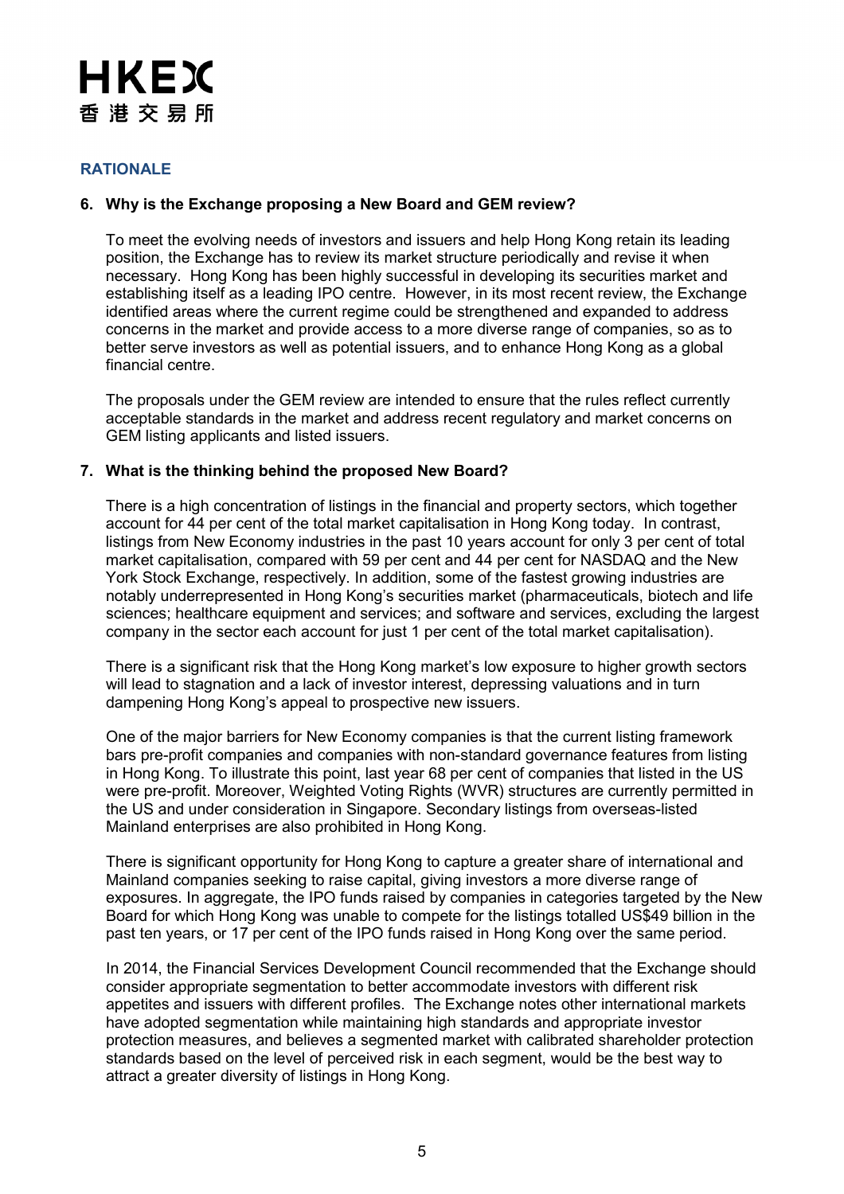## RATIONALE

### 6. Why is the Exchange proposing a New Board and GEM review?

To meet the evolving needs of investors and issuers and help Hong Kong retain its leading position, the Exchange has to review its market structure periodically and revise it when necessary. Hong Kong has been highly successful in developing its securities market and establishing itself as a leading IPO centre. However, in its most recent review, the Exchange identified areas where the current regime could be strengthened and expanded to address concerns in the market and provide access to a more diverse range of companies, so as to better serve investors as well as potential issuers, and to enhance Hong Kong as a global financial centre.

The proposals under the GEM review are intended to ensure that the rules reflect currently acceptable standards in the market and address recent regulatory and market concerns on GEM listing applicants and listed issuers.

### 7. What is the thinking behind the proposed New Board?

There is a high concentration of listings in the financial and property sectors, which together account for 44 per cent of the total market capitalisation in Hong Kong today. In contrast, listings from New Economy industries in the past 10 years account for only 3 per cent of total market capitalisation, compared with 59 per cent and 44 per cent for NASDAQ and the New York Stock Exchange, respectively. In addition, some of the fastest growing industries are notably underrepresented in Hong Kong's securities market (pharmaceuticals, biotech and life sciences; healthcare equipment and services; and software and services, excluding the largest company in the sector each account for just 1 per cent of the total market capitalisation).

There is a significant risk that the Hong Kong market's low exposure to higher growth sectors will lead to stagnation and a lack of investor interest, depressing valuations and in turn dampening Hong Kong's appeal to prospective new issuers.

One of the major barriers for New Economy companies is that the current listing framework bars pre-profit companies and companies with non-standard governance features from listing in Hong Kong. To illustrate this point, last year 68 per cent of companies that listed in the US were pre-profit. Moreover, Weighted Voting Rights (WVR) structures are currently permitted in the US and under consideration in Singapore. Secondary listings from overseas-listed Mainland enterprises are also prohibited in Hong Kong.

There is significant opportunity for Hong Kong to capture a greater share of international and Mainland companies seeking to raise capital, giving investors a more diverse range of exposures. In aggregate, the IPO funds raised by companies in categories targeted by the New Board for which Hong Kong was unable to compete for the listings totalled US$49 billion in the past ten years, or 17 per cent of the IPO funds raised in Hong Kong over the same period.

In 2014, the Financial Services Development Council recommended that the Exchange should consider appropriate segmentation to better accommodate investors with different risk appetites and issuers with different profiles. The Exchange notes other international markets have adopted segmentation while maintaining high standards and appropriate investor protection measures, and believes a segmented market with calibrated shareholder protection standards based on the level of perceived risk in each segment, would be the best way to attract a greater diversity of listings in Hong Kong.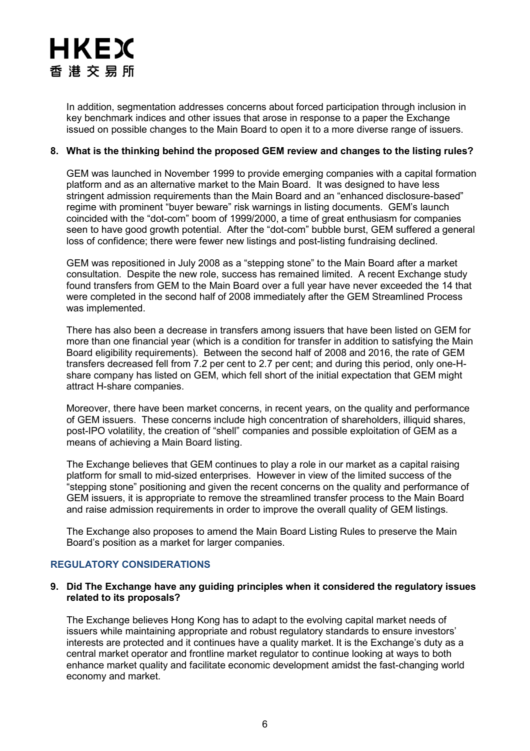In addition, segmentation addresses concerns about forced participation through inclusion in key benchmark indices and other issues that arose in response to a paper the Exchange issued on possible changes to the Main Board to open it to a more diverse range of issuers.

**8. What is the thinking behind the proposed GEM review and changes to the listing rules?**

GEM was launched in November 1999 to provide emerging companies with a capital formation platform and as an alternative market to the Main Board. It was designed to have less stringent admission requirements than the Main Board and an "enhanced disclosure-based" regime with prominent "buyer beware" risk warnings in listing documents. GEM's launch coincided with the "dot-com" boom of 1999/2000, a time of great enthusiasm for companies seen to have good growth potential. After the "dot-com" bubble burst, GEM suffered a general loss of confidence; there were fewer new listings and post-listing fundraising declined.

GEM was repositioned in July 2008 as a "stepping stone" to the Main Board after a market consultation. Despite the new role, success has remained limited. A recent Exchange study found transfers from GEM to the Main Board over a full year have never exceeded the 14 that were completed in the second half of 2008 immediately after the GEM Streamlined Process was implemented.

There has also been a decrease in transfers among issuers that have been listed on GEM for more than one financial year (which is a condition for transfer in addition to satisfying the Main Board eligibility requirements). Between the second half of 2008 and 2016, the rate of GEM transfers decreased fell from 7.2 per cent to 2.7 per cent; and during this period, only one-H-share company has listed on GEM, which fell short of the initial expectation that GEM might attract H-share companies.

Moreover, there have been market concerns, in recent years, on the quality and performance of GEM issuers. These concerns include high concentration of shareholders, illiquid shares, post-IPO volatility, the creation of "shell" companies and possible exploitation of GEM as a means of achieving a Main Board listing.

The Exchange believes that GEM continues to play a role in our market as a capital raising platform for small to mid-sized enterprises. However in view of the limited success of the "stepping stone" positioning and given the recent concerns on the quality and performance of GEM issuers, it is appropriate to remove the streamlined transfer process to the Main Board and raise admission requirements in order to improve the overall quality of GEM listings.

The Exchange also proposes to amend the Main Board Listing Rules to preserve the Main Board's position as a market for larger companies.

## REGULATORY CONSIDERATIONS

**9. Did The Exchange have any guiding principles when it considered the regulatory issues related to its proposals?**

The Exchange believes Hong Kong has to adapt to the evolving capital market needs of issuers while maintaining appropriate and robust regulatory standards to ensure investors' interests are protected and it continues have a quality market. It is the Exchange's duty as a central market operator and frontline market regulator to continue looking at ways to both enhance market quality and facilitate economic development amidst the fast-changing world economy and market.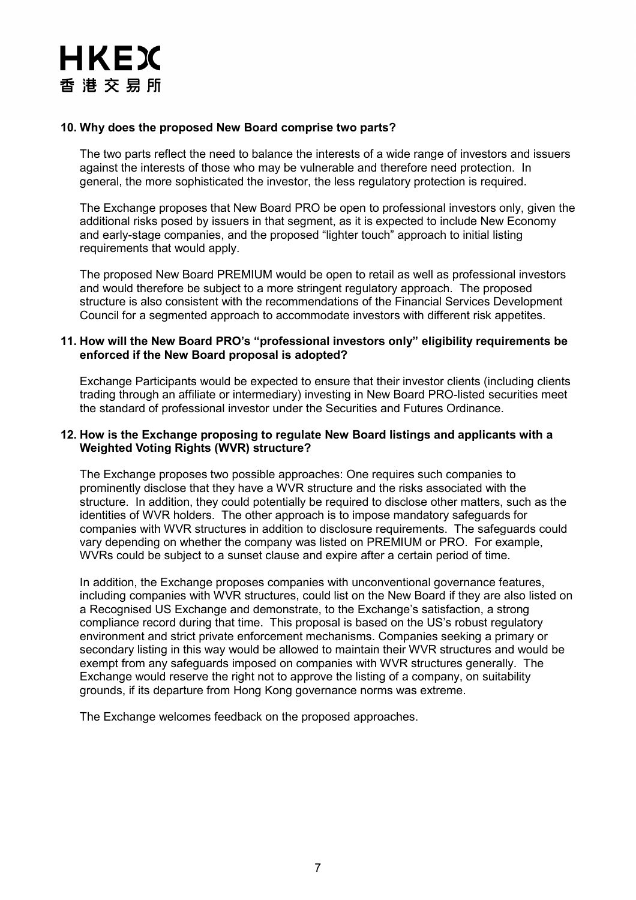**10. Why does the proposed New Board comprise two parts?**

The two parts reflect the need to balance the interests of a wide range of investors and issuers against the interests of those who may be vulnerable and therefore need protection. In general, the more sophisticated the investor, the less regulatory protection is required.

The Exchange proposes that New Board PRO be open to professional investors only, given the additional risks posed by issuers in that segment, as it is expected to include New Economy and early-stage companies, and the proposed "lighter touch" approach to initial listing requirements that would apply.

The proposed New Board PREMIUM would be open to retail as well as professional investors and would therefore be subject to a more stringent regulatory approach. The proposed structure is also consistent with the recommendations of the Financial Services Development Council for a segmented approach to accommodate investors with different risk appetites.

**11. How will the New Board PRO's "professional investors only" eligibility requirements be enforced if the New Board proposal is adopted?**

Exchange Participants would be expected to ensure that their investor clients (including clients trading through an affiliate or intermediary) investing in New Board PRO-listed securities meet the standard of professional investor under the Securities and Futures Ordinance.

**12. How is the Exchange proposing to regulate New Board listings and applicants with a Weighted Voting Rights (WVR) structure?**

The Exchange proposes two possible approaches: One requires such companies to prominently disclose that they have a WVR structure and the risks associated with the structure. In addition, they could potentially be required to disclose other matters, such as the identities of WVR holders. The other approach is to impose mandatory safeguards for companies with WVR structures in addition to disclosure requirements. The safeguards could vary depending on whether the company was listed on PREMIUM or PRO. For example, WVRs could be subject to a sunset clause and expire after a certain period of time.

In addition, the Exchange proposes companies with unconventional governance features, including companies with WVR structures, could list on the New Board if they are also listed on a Recognised US Exchange and demonstrate, to the Exchange's satisfaction, a strong compliance record during that time. This proposal is based on the US's robust regulatory environment and strict private enforcement mechanisms. Companies seeking a primary or secondary listing in this way would be allowed to maintain their WVR structures and would be exempt from any safeguards imposed on companies with WVR structures generally. The Exchange would reserve the right not to approve the listing of a company, on suitability grounds, if its departure from Hong Kong governance norms was extreme.

The Exchange welcomes feedback on the proposed approaches.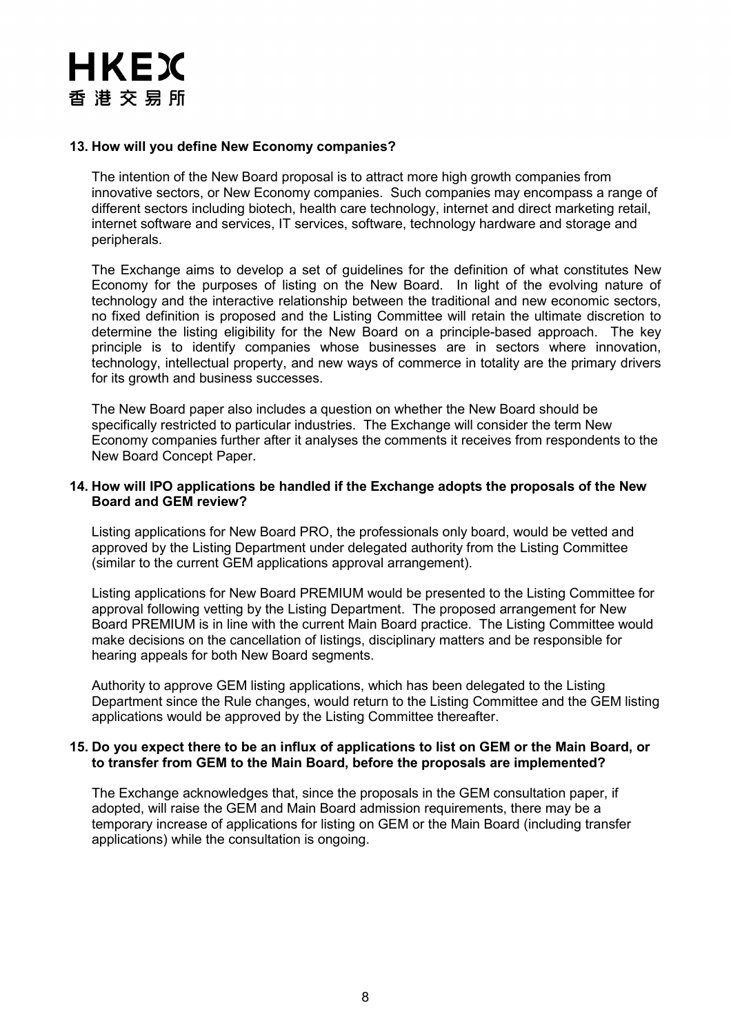### 13. How will you define New Economy companies?

The intention of the New Board proposal is to attract more high growth companies from innovative sectors, or New Economy companies. Such companies may encompass a range of different sectors including biotech, health care technology, internet and direct marketing retail, internet software and services, IT services, software, technology hardware and storage and peripherals.

The Exchange aims to develop a set of guidelines for the definition of what constitutes New Economy for the purposes of listing on the New Board. In light of the evolving nature of technology and the interactive relationship between the traditional and new economic sectors, no fixed definition is proposed and the Listing Committee will retain the ultimate discretion to determine the listing eligibility for the New Board on a principle-based approach. The key principle is to identify companies whose businesses are in sectors where innovation, technology, intellectual property, and new ways of commerce in totality are the primary drivers for its growth and business successes.

The New Board paper also includes a question on whether the New Board should be specifically restricted to particular industries. The Exchange will consider the term New Economy companies further after it analyses the comments it receives from respondents to the New Board Concept Paper.

### 14. How will IPO applications be handled if the Exchange adopts the proposals of the New Board and GEM review?

Listing applications for New Board PRO, the professionals only board, would be vetted and approved by the Listing Department under delegated authority from the Listing Committee (similar to the current GEM applications approval arrangement).

Listing applications for New Board PREMIUM would be presented to the Listing Committee for approval following vetting by the Listing Department. The proposed arrangement for New Board PREMIUM is in line with the current Main Board practice. The Listing Committee would make decisions on the cancellation of listings, disciplinary matters and be responsible for hearing appeals for both New Board segments.

Authority to approve GEM listing applications, which has been delegated to the Listing Department since the Rule changes, would return to the Listing Committee and the GEM listing applications would be approved by the Listing Committee thereafter.

### 15. Do you expect there to be an influx of applications to list on GEM or the Main Board, or to transfer from GEM to the Main Board, before the proposals are implemented?

The Exchange acknowledges that, since the proposals in the GEM consultation paper, if adopted, will raise the GEM and Main Board admission requirements, there may be a temporary increase of applications for listing on GEM or the Main Board (including transfer applications) while the consultation is ongoing.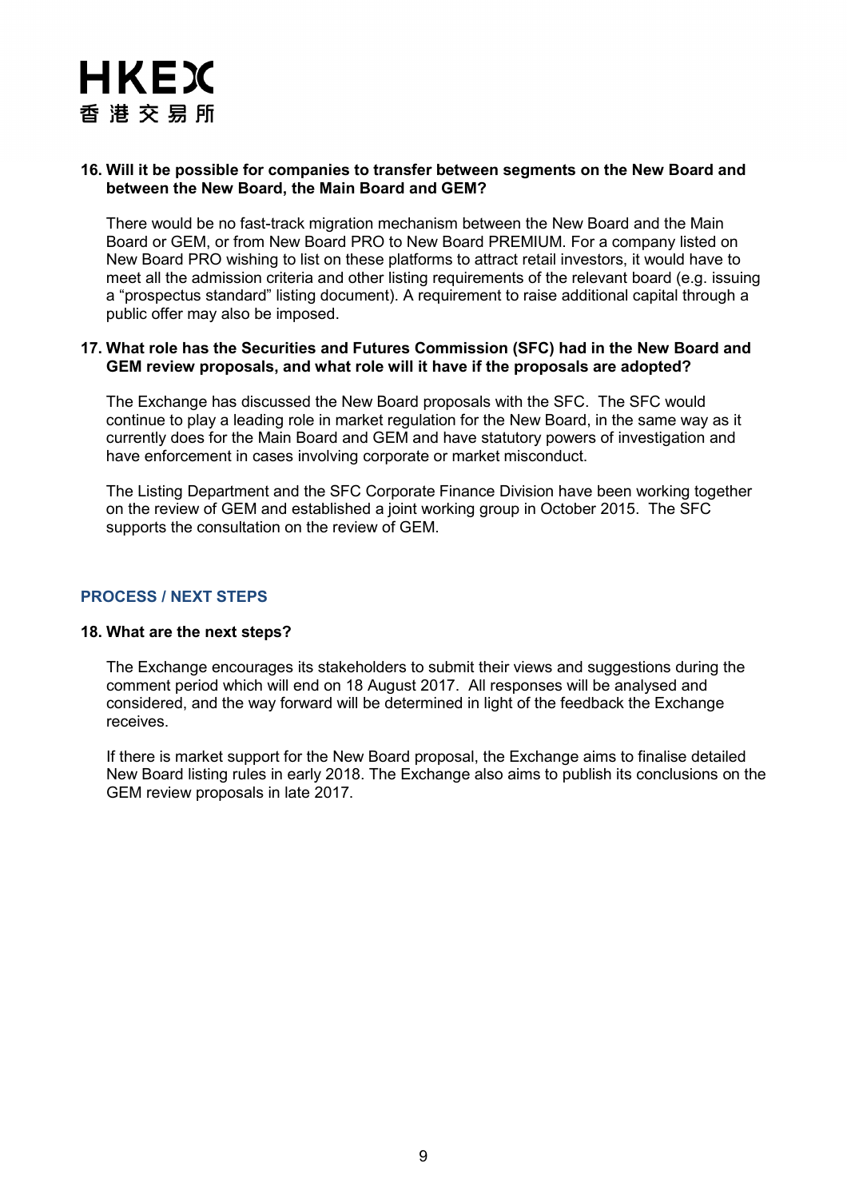**16. Will it be possible for companies to transfer between segments on the New Board and between the New Board, the Main Board and GEM?**

There would be no fast-track migration mechanism between the New Board and the Main Board or GEM, or from New Board PRO to New Board PREMIUM. For a company listed on New Board PRO wishing to list on these platforms to attract retail investors, it would have to meet all the admission criteria and other listing requirements of the relevant board (e.g. issuing a "prospectus standard" listing document). A requirement to raise additional capital through a public offer may also be imposed.

**17. What role has the Securities and Futures Commission (SFC) had in the New Board and GEM review proposals, and what role will it have if the proposals are adopted?**

The Exchange has discussed the New Board proposals with the SFC. The SFC would continue to play a leading role in market regulation for the New Board, in the same way as it currently does for the Main Board and GEM and have statutory powers of investigation and have enforcement in cases involving corporate or market misconduct.

The Listing Department and the SFC Corporate Finance Division have been working together on the review of GEM and established a joint working group in October 2015. The SFC supports the consultation on the review of GEM.

## PROCESS / NEXT STEPS

**18. What are the next steps?**

The Exchange encourages its stakeholders to submit their views and suggestions during the comment period which will end on 18 August 2017. All responses will be analysed and considered, and the way forward will be determined in light of the feedback the Exchange receives.

If there is market support for the New Board proposal, the Exchange aims to finalise detailed New Board listing rules in early 2018. The Exchange also aims to publish its conclusions on the GEM review proposals in late 2017.